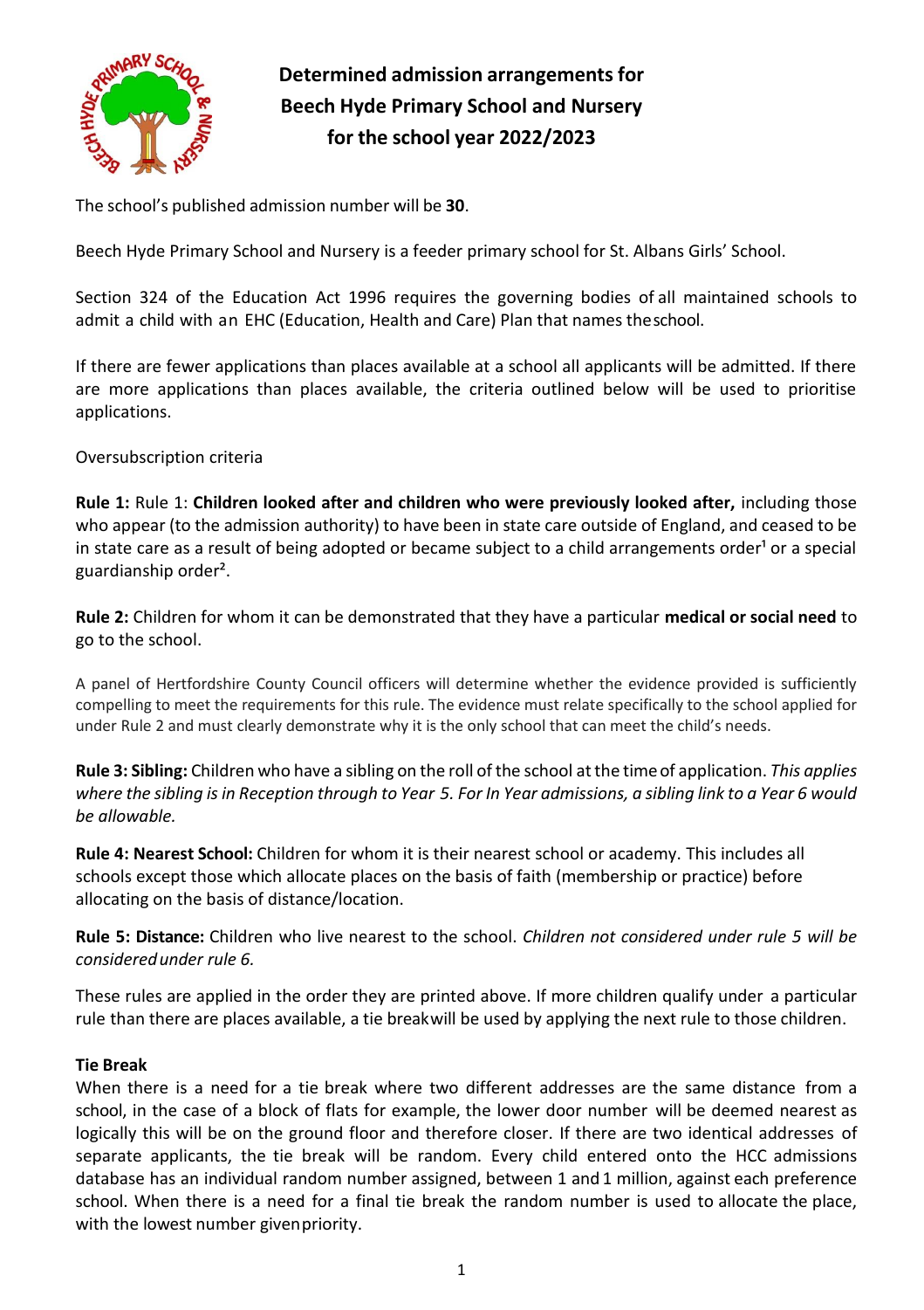# Determined admission arrangements for Beech Hyde Primary School and Nursery for the school year 2022/2023

The school's published admission number will be **30**.

Beech Hyde Primary School and Nursery is a feeder primary school for St. Albans Girls' School.

Section 324 of the Education Act 1996 requires the governing bodies of all maintained schools to admit a child with an EHC (Education, Health and Care) Plan that names the school.

If there are fewer applications than places available at a school all applicants will be admitted. If there are more applications than places available, the criteria outlined below will be used to prioritise applications.

Oversubscription criteria

**Rule 1:** Rule 1: **Children looked after and children who were previously looked after,** including those who appear (to the admission authority) to have been in state care outside of England, and ceased to be in state care as a result of being adopted or became subject to a child arrangements order[1] or a special guardianship order[2].

**Rule 2:** Children for whom it can be demonstrated that they have a particular **medical or social need** to go to the school.

A panel of Hertfordshire County Council officers will determine whether the evidence provided is sufficiently compelling to meet the requirements for this rule. The evidence must relate specifically to the school applied for under Rule 2 and must clearly demonstrate why it is the only school that can meet the child's needs.

**Rule 3: Sibling:** Children who have a sibling on the roll of the school at the time of application. *This applies where the sibling is in Reception through to Year 5. For In Year admissions, a sibling link to a Year 6 would be allowable.*

**Rule 4: Nearest School:** Children for whom it is their nearest school or academy. This includes all schools except those which allocate places on the basis of faith (membership or practice) before allocating on the basis of distance/location.

**Rule 5: Distance:** Children who live nearest to the school. *Children not considered under rule 5 will be considered under rule 6.*

These rules are applied in the order they are printed above. If more children qualify under a particular rule than there are places available, a tie break will be used by applying the next rule to those children.

**Tie Break**

When there is a need for a tie break where two different addresses are the same distance from a school, in the case of a block of flats for example, the lower door number will be deemed nearest as logically this will be on the ground floor and therefore closer. If there are two identical addresses of separate applicants, the tie break will be random. Every child entered onto the HCC admissions database has an individual random number assigned, between 1 and 1 million, against each preference school. When there is a need for a final tie break the random number is used to allocate the place, with the lowest number given priority.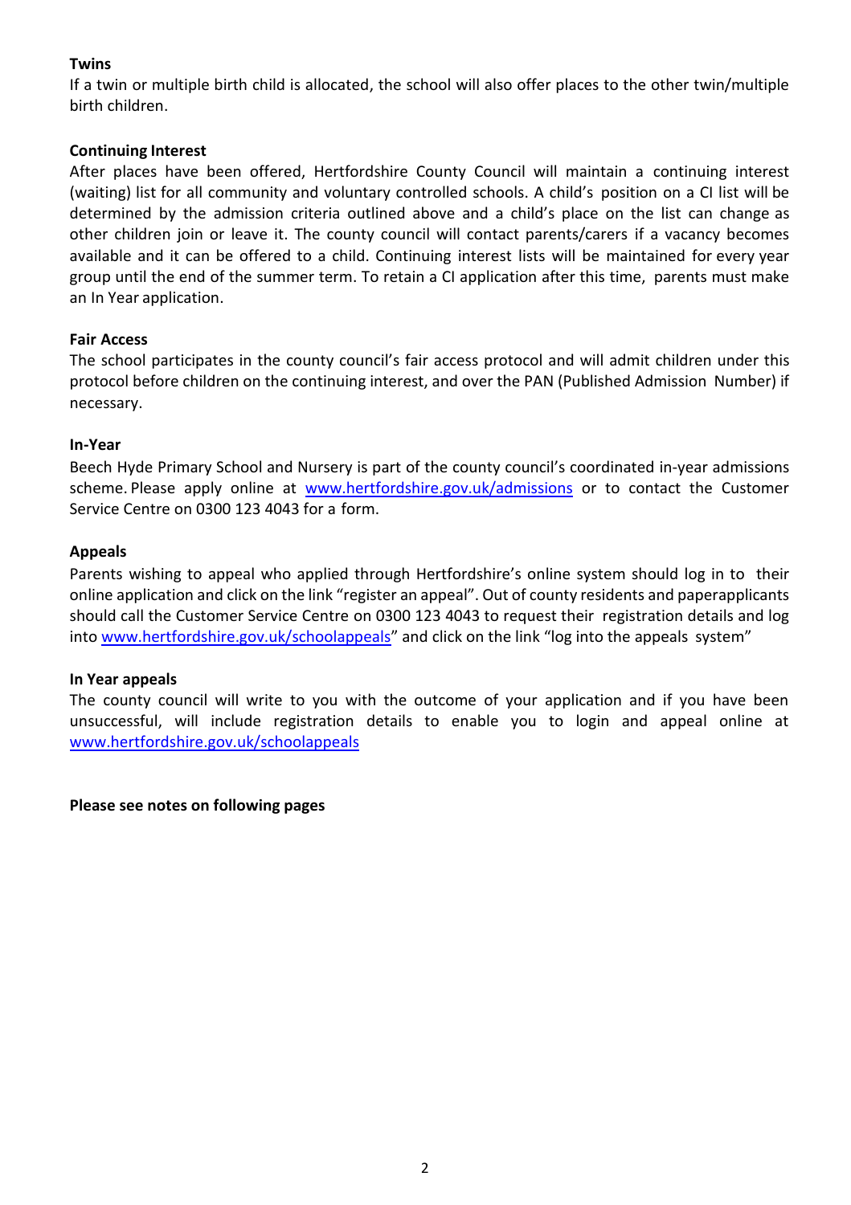**Twins**

If a twin or multiple birth child is allocated, the school will also offer places to the other twin/multiple birth children.

**Continuing Interest**

After places have been offered, Hertfordshire County Council will maintain a continuing interest (waiting) list for all community and voluntary controlled schools. A child's position on a CI list will be determined by the admission criteria outlined above and a child's place on the list can change as other children join or leave it. The county council will contact parents/carers if a vacancy becomes available and it can be offered to a child. Continuing interest lists will be maintained for every year group until the end of the summer term. To retain a CI application after this time, parents must make an In Year application.

**Fair Access**

The school participates in the county council's fair access protocol and will admit children under this protocol before children on the continuing interest, and over the PAN (Published Admission Number) if necessary.

**In-Year**

Beech Hyde Primary School and Nursery is part of the county council's coordinated in-year admissions scheme. Please apply online at www.hertfordshire.gov.uk/admissions or to contact the Customer Service Centre on 0300 123 4043 for a form.

**Appeals**

Parents wishing to appeal who applied through Hertfordshire's online system should log in to their online application and click on the link "register an appeal". Out of county residents and paperapplicants should call the Customer Service Centre on 0300 123 4043 to request their registration details and log into www.hertfordshire.gov.uk/schoolappeals" and click on the link "log into the appeals system"

**In Year appeals**

The county council will write to you with the outcome of your application and if you have been unsuccessful, will include registration details to enable you to login and appeal online at www.hertfordshire.gov.uk/schoolappeals

**Please see notes on following pages**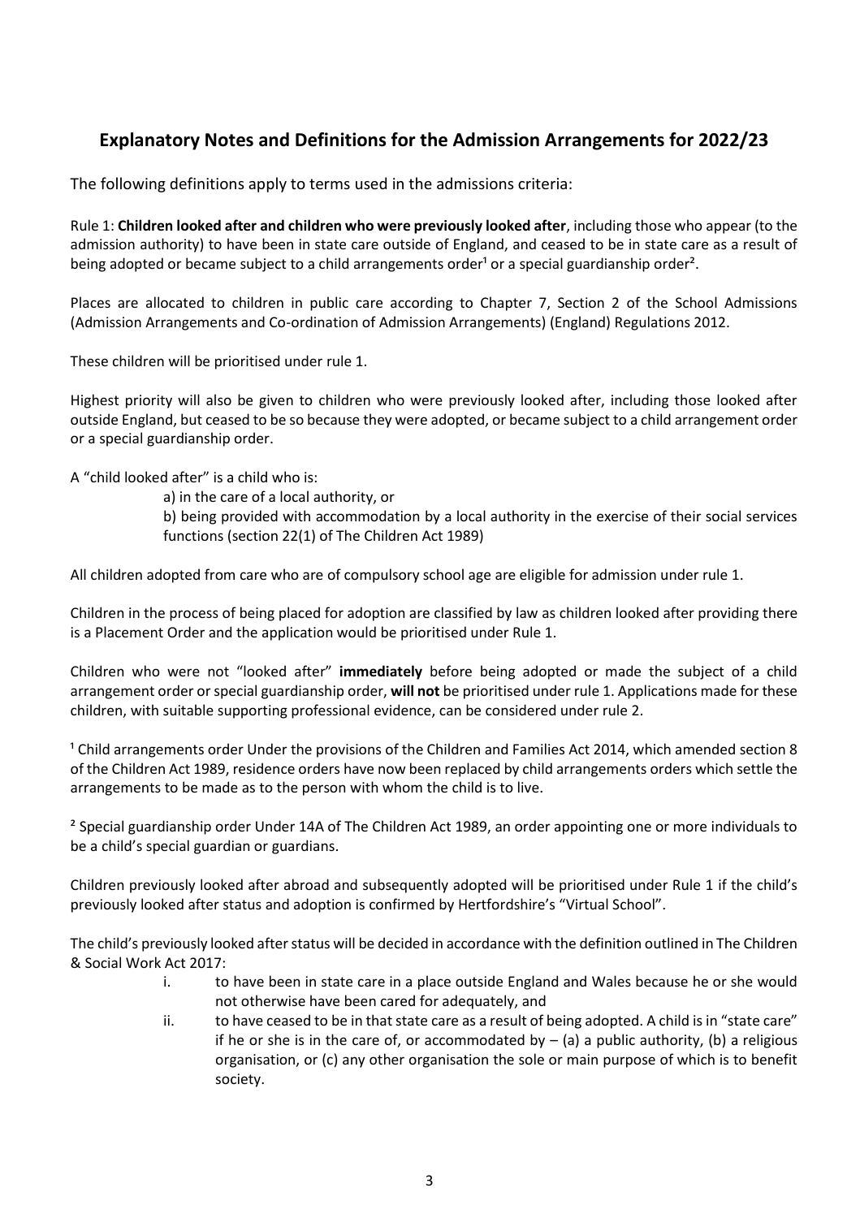## Explanatory Notes and Definitions for the Admission Arrangements for 2022/23

The following definitions apply to terms used in the admissions criteria:

Rule 1: **Children looked after and children who were previously looked after**, including those who appear (to the admission authority) to have been in state care outside of England, and ceased to be in state care as a result of being adopted or became subject to a child arrangements order[1] or a special guardianship order[2].

Places are allocated to children in public care according to Chapter 7, Section 2 of the School Admissions (Admission Arrangements and Co-ordination of Admission Arrangements) (England) Regulations 2012.

These children will be prioritised under rule 1.

Highest priority will also be given to children who were previously looked after, including those looked after outside England, but ceased to be so because they were adopted, or became subject to a child arrangement order or a special guardianship order.

A "child looked after" is a child who is:

a) in the care of a local authority, or

b) being provided with accommodation by a local authority in the exercise of their social services functions (section 22(1) of The Children Act 1989)

All children adopted from care who are of compulsory school age are eligible for admission under rule 1.

Children in the process of being placed for adoption are classified by law as children looked after providing there is a Placement Order and the application would be prioritised under Rule 1.

Children who were not "looked after" **immediately** before being adopted or made the subject of a child arrangement order or special guardianship order, **will not** be prioritised under rule 1. Applications made for these children, with suitable supporting professional evidence, can be considered under rule 2.

[1] Child arrangements order Under the provisions of the Children and Families Act 2014, which amended section 8 of the Children Act 1989, residence orders have now been replaced by child arrangements orders which settle the arrangements to be made as to the person with whom the child is to live.

[2] Special guardianship order Under 14A of The Children Act 1989, an order appointing one or more individuals to be a child's special guardian or guardians.

Children previously looked after abroad and subsequently adopted will be prioritised under Rule 1 if the child's previously looked after status and adoption is confirmed by Hertfordshire's "Virtual School".

The child's previously looked after status will be decided in accordance with the definition outlined in The Children & Social Work Act 2017:

i. to have been in state care in a place outside England and Wales because he or she would not otherwise have been cared for adequately, and

ii. to have ceased to be in that state care as a result of being adopted. A child is in "state care" if he or she is in the care of, or accommodated by – (a) a public authority, (b) a religious organisation, or (c) any other organisation the sole or main purpose of which is to benefit society.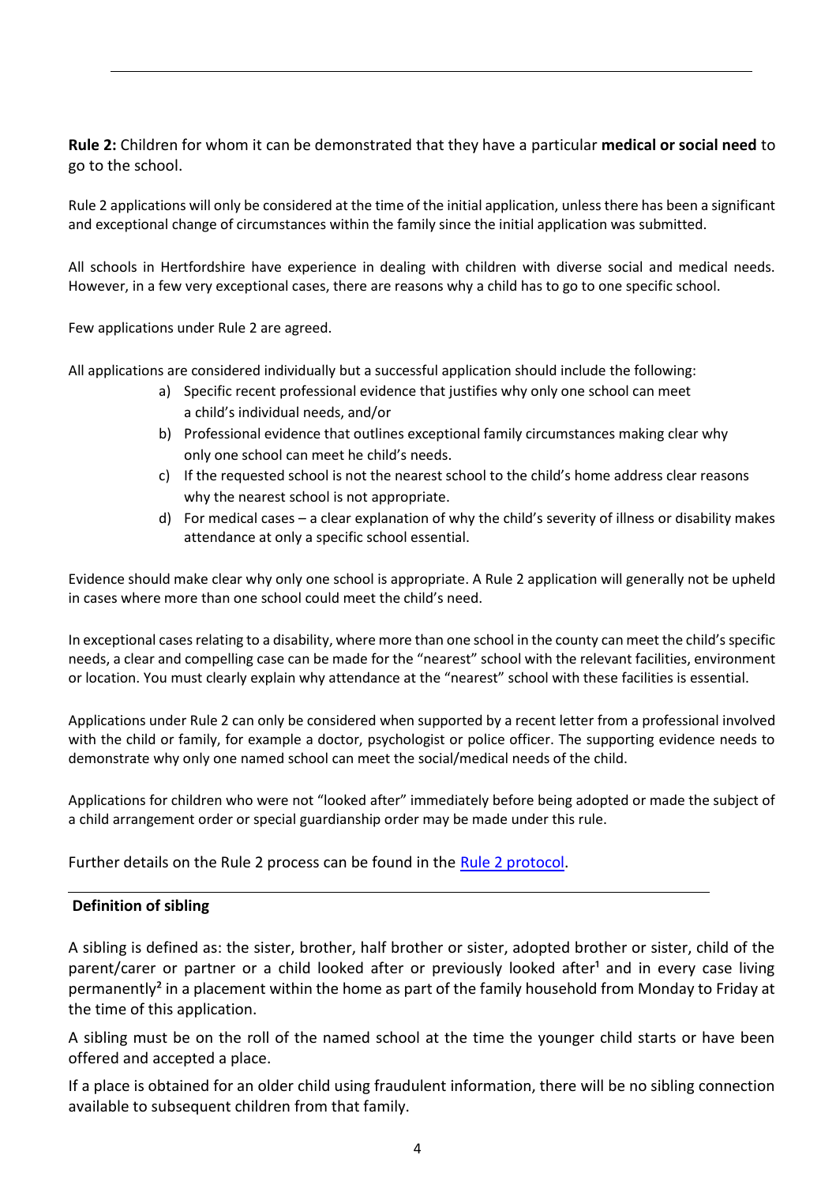**Rule 2:** Children for whom it can be demonstrated that they have a particular **medical or social need** to go to the school.

Rule 2 applications will only be considered at the time of the initial application, unless there has been a significant and exceptional change of circumstances within the family since the initial application was submitted.

All schools in Hertfordshire have experience in dealing with children with diverse social and medical needs. However, in a few very exceptional cases, there are reasons why a child has to go to one specific school.

Few applications under Rule 2 are agreed.

All applications are considered individually but a successful application should include the following:

a) Specific recent professional evidence that justifies why only one school can meet a child's individual needs, and/or
b) Professional evidence that outlines exceptional family circumstances making clear why only one school can meet he child's needs.
c) If the requested school is not the nearest school to the child's home address clear reasons why the nearest school is not appropriate.
d) For medical cases – a clear explanation of why the child's severity of illness or disability makes attendance at only a specific school essential.

Evidence should make clear why only one school is appropriate. A Rule 2 application will generally not be upheld in cases where more than one school could meet the child's need.

In exceptional cases relating to a disability, where more than one school in the county can meet the child's specific needs, a clear and compelling case can be made for the "nearest" school with the relevant facilities, environment or location. You must clearly explain why attendance at the "nearest" school with these facilities is essential.

Applications under Rule 2 can only be considered when supported by a recent letter from a professional involved with the child or family, for example a doctor, psychologist or police officer. The supporting evidence needs to demonstrate why only one named school can meet the social/medical needs of the child.

Applications for children who were not "looked after" immediately before being adopted or made the subject of a child arrangement order or special guardianship order may be made under this rule.

Further details on the Rule 2 process can be found in the Rule 2 protocol.

**Definition of sibling**

A sibling is defined as: the sister, brother, half brother or sister, adopted brother or sister, child of the parent/carer or partner or a child looked after or previously looked after[1] and in every case living permanently[2] in a placement within the home as part of the family household from Monday to Friday at the time of this application.

A sibling must be on the roll of the named school at the time the younger child starts or have been offered and accepted a place.

If a place is obtained for an older child using fraudulent information, there will be no sibling connection available to subsequent children from that family.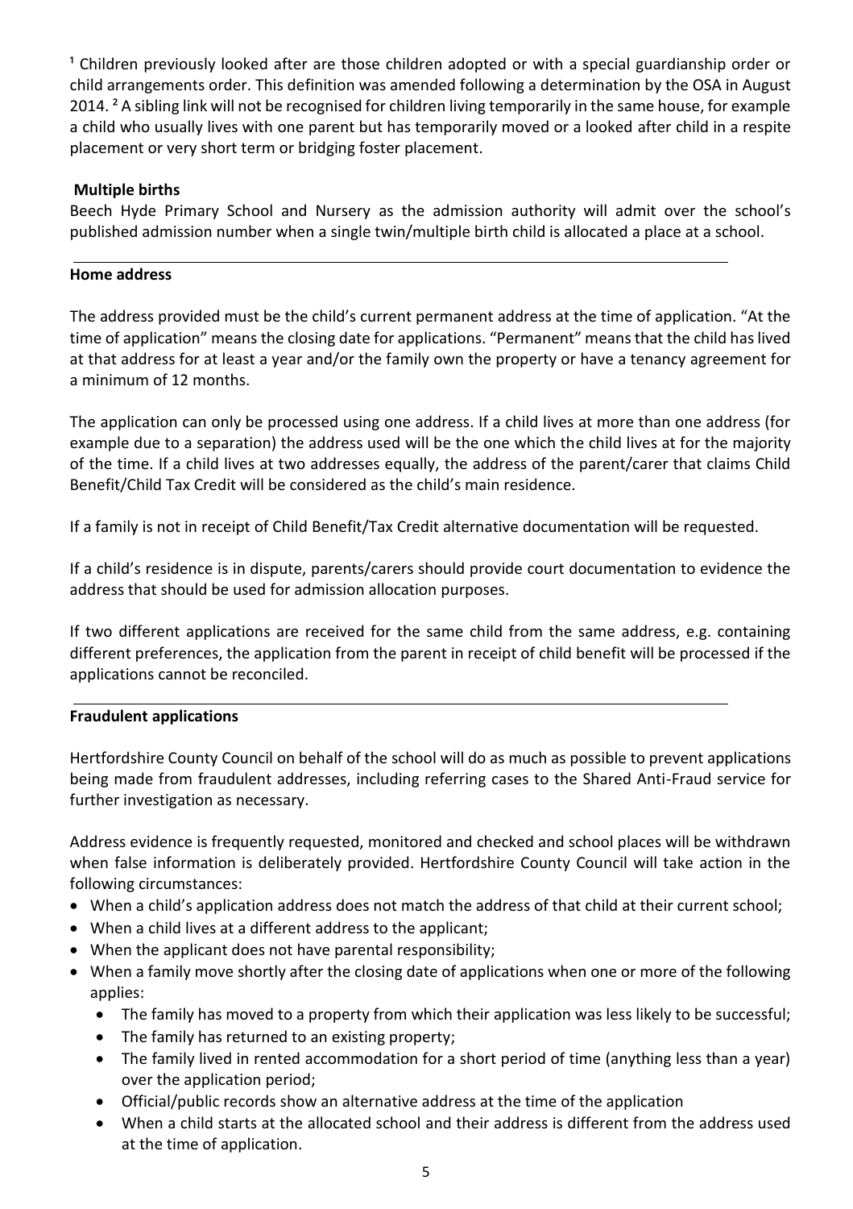[1] Children previously looked after are those children adopted or with a special guardianship order or child arrangements order. This definition was amended following a determination by the OSA in August 2014. [2] A sibling link will not be recognised for children living temporarily in the same house, for example a child who usually lives with one parent but has temporarily moved or a looked after child in a respite placement or very short term or bridging foster placement.

**Multiple births**

Beech Hyde Primary School and Nursery as the admission authority will admit over the school's published admission number when a single twin/multiple birth child is allocated a place at a school.

---

**Home address**

The address provided must be the child's current permanent address at the time of application. "At the time of application" means the closing date for applications. "Permanent" means that the child has lived at that address for at least a year and/or the family own the property or have a tenancy agreement for a minimum of 12 months.

The application can only be processed using one address. If a child lives at more than one address (for example due to a separation) the address used will be the one which the child lives at for the majority of the time. If a child lives at two addresses equally, the address of the parent/carer that claims Child Benefit/Child Tax Credit will be considered as the child's main residence.

If a family is not in receipt of Child Benefit/Tax Credit alternative documentation will be requested.

If a child's residence is in dispute, parents/carers should provide court documentation to evidence the address that should be used for admission allocation purposes.

If two different applications are received for the same child from the same address, e.g. containing different preferences, the application from the parent in receipt of child benefit will be processed if the applications cannot be reconciled.

---

**Fraudulent applications**

Hertfordshire County Council on behalf of the school will do as much as possible to prevent applications being made from fraudulent addresses, including referring cases to the Shared Anti-Fraud service for further investigation as necessary.

Address evidence is frequently requested, monitored and checked and school places will be withdrawn when false information is deliberately provided. Hertfordshire County Council will take action in the following circumstances:

- When a child's application address does not match the address of that child at their current school;
- When a child lives at a different address to the applicant;
- When the applicant does not have parental responsibility;
- When a family move shortly after the closing date of applications when one or more of the following applies:
  - The family has moved to a property from which their application was less likely to be successful;
  - The family has returned to an existing property;
  - The family lived in rented accommodation for a short period of time (anything less than a year) over the application period;
  - Official/public records show an alternative address at the time of the application
  - When a child starts at the allocated school and their address is different from the address used at the time of application.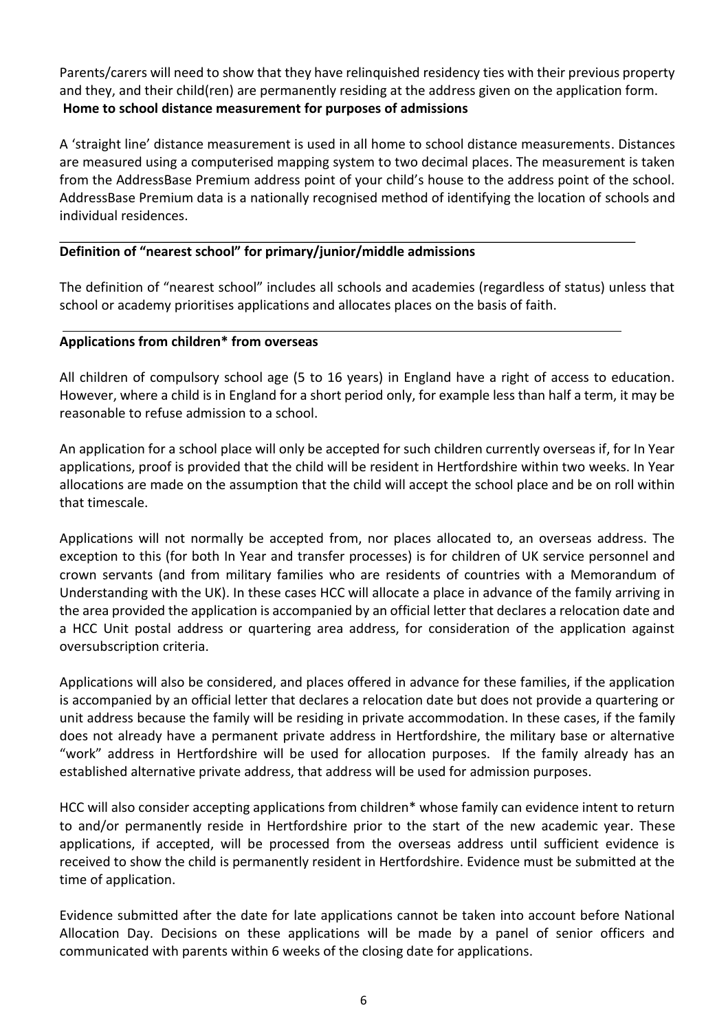Parents/carers will need to show that they have relinquished residency ties with their previous property and they, and their child(ren) are permanently residing at the address given on the application form.

**Home to school distance measurement for purposes of admissions**

A 'straight line' distance measurement is used in all home to school distance measurements. Distances are measured using a computerised mapping system to two decimal places. The measurement is taken from the AddressBase Premium address point of your child's house to the address point of the school. AddressBase Premium data is a nationally recognised method of identifying the location of schools and individual residences.

**Definition of "nearest school" for primary/junior/middle admissions**

The definition of "nearest school" includes all schools and academies (regardless of status) unless that school or academy prioritises applications and allocates places on the basis of faith.

**Applications from children* from overseas**

All children of compulsory school age (5 to 16 years) in England have a right of access to education. However, where a child is in England for a short period only, for example less than half a term, it may be reasonable to refuse admission to a school.

An application for a school place will only be accepted for such children currently overseas if, for In Year applications, proof is provided that the child will be resident in Hertfordshire within two weeks. In Year allocations are made on the assumption that the child will accept the school place and be on roll within that timescale.

Applications will not normally be accepted from, nor places allocated to, an overseas address. The exception to this (for both In Year and transfer processes) is for children of UK service personnel and crown servants (and from military families who are residents of countries with a Memorandum of Understanding with the UK). In these cases HCC will allocate a place in advance of the family arriving in the area provided the application is accompanied by an official letter that declares a relocation date and a HCC Unit postal address or quartering area address, for consideration of the application against oversubscription criteria.

Applications will also be considered, and places offered in advance for these families, if the application is accompanied by an official letter that declares a relocation date but does not provide a quartering or unit address because the family will be residing in private accommodation. In these cases, if the family does not already have a permanent private address in Hertfordshire, the military base or alternative "work" address in Hertfordshire will be used for allocation purposes. If the family already has an established alternative private address, that address will be used for admission purposes.

HCC will also consider accepting applications from children* whose family can evidence intent to return to and/or permanently reside in Hertfordshire prior to the start of the new academic year. These applications, if accepted, will be processed from the overseas address until sufficient evidence is received to show the child is permanently resident in Hertfordshire. Evidence must be submitted at the time of application.

Evidence submitted after the date for late applications cannot be taken into account before National Allocation Day. Decisions on these applications will be made by a panel of senior officers and communicated with parents within 6 weeks of the closing date for applications.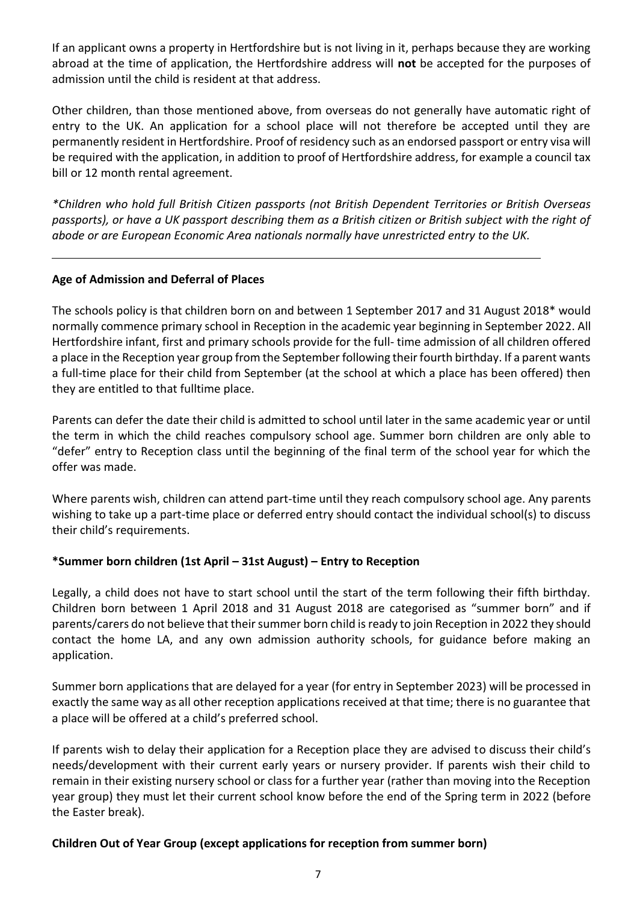If an applicant owns a property in Hertfordshire but is not living in it, perhaps because they are working abroad at the time of application, the Hertfordshire address will **not** be accepted for the purposes of admission until the child is resident at that address.

Other children, than those mentioned above, from overseas do not generally have automatic right of entry to the UK. An application for a school place will not therefore be accepted until they are permanently resident in Hertfordshire. Proof of residency such as an endorsed passport or entry visa will be required with the application, in addition to proof of Hertfordshire address, for example a council tax bill or 12 month rental agreement.

*\*Children who hold full British Citizen passports (not British Dependent Territories or British Overseas passports), or have a UK passport describing them as a British citizen or British subject with the right of abode or are European Economic Area nationals normally have unrestricted entry to the UK.*

---

**Age of Admission and Deferral of Places**

The schools policy is that children born on and between 1 September 2017 and 31 August 2018* would normally commence primary school in Reception in the academic year beginning in September 2022. All Hertfordshire infant, first and primary schools provide for the full- time admission of all children offered a place in the Reception year group from the September following their fourth birthday. If a parent wants a full-time place for their child from September (at the school at which a place has been offered) then they are entitled to that fulltime place.

Parents can defer the date their child is admitted to school until later in the same academic year or until the term in which the child reaches compulsory school age. Summer born children are only able to "defer" entry to Reception class until the beginning of the final term of the school year for which the offer was made.

Where parents wish, children can attend part-time until they reach compulsory school age. Any parents wishing to take up a part-time place or deferred entry should contact the individual school(s) to discuss their child's requirements.

**\*Summer born children (1st April – 31st August) – Entry to Reception**

Legally, a child does not have to start school until the start of the term following their fifth birthday. Children born between 1 April 2018 and 31 August 2018 are categorised as "summer born" and if parents/carers do not believe that their summer born child is ready to join Reception in 2022 they should contact the home LA, and any own admission authority schools, for guidance before making an application.

Summer born applications that are delayed for a year (for entry in September 2023) will be processed in exactly the same way as all other reception applications received at that time; there is no guarantee that a place will be offered at a child's preferred school.

If parents wish to delay their application for a Reception place they are advised to discuss their child's needs/development with their current early years or nursery provider. If parents wish their child to remain in their existing nursery school or class for a further year (rather than moving into the Reception year group) they must let their current school know before the end of the Spring term in 2022 (before the Easter break).

**Children Out of Year Group (except applications for reception from summer born)**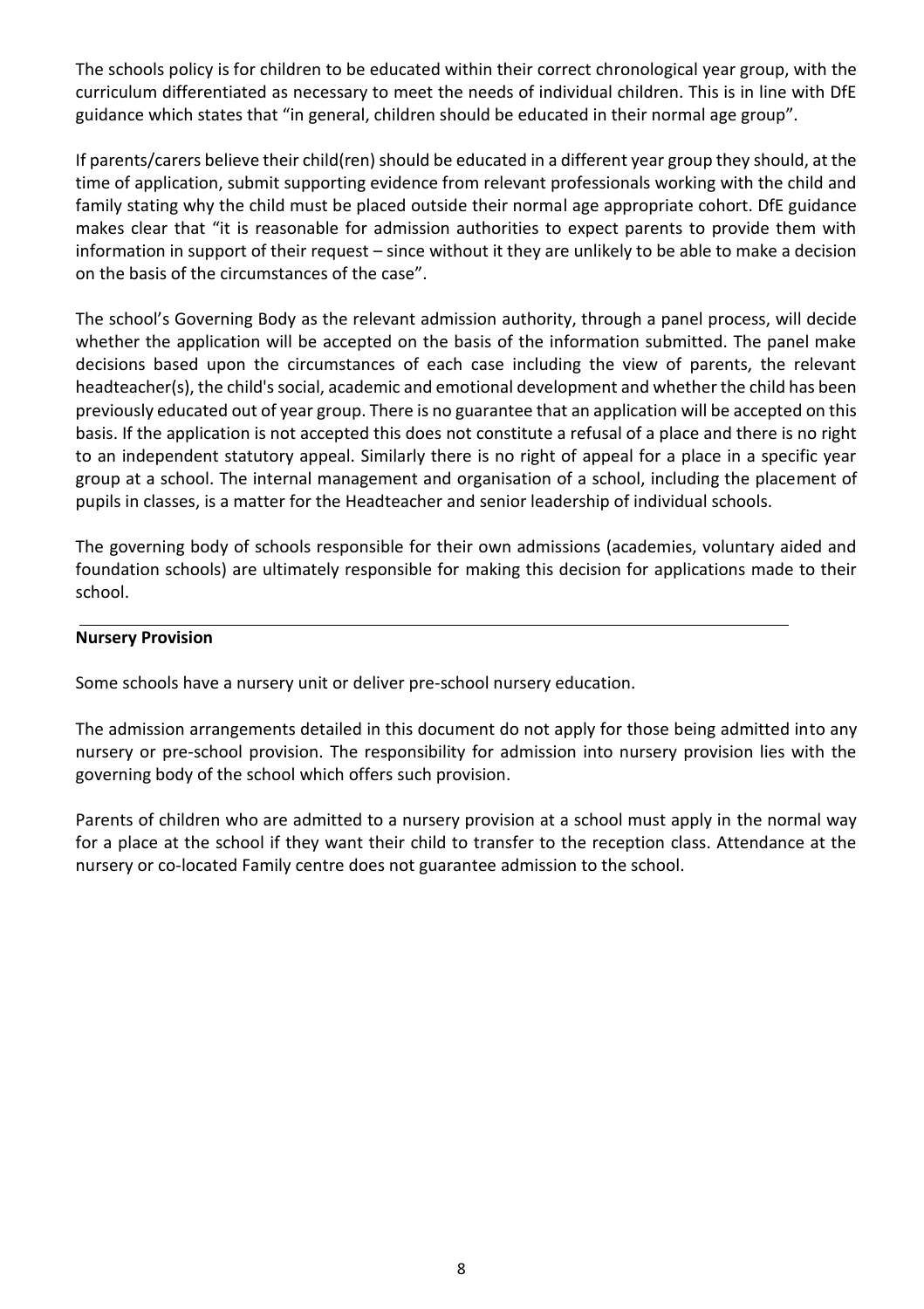The schools policy is for children to be educated within their correct chronological year group, with the curriculum differentiated as necessary to meet the needs of individual children. This is in line with DfE guidance which states that "in general, children should be educated in their normal age group".

If parents/carers believe their child(ren) should be educated in a different year group they should, at the time of application, submit supporting evidence from relevant professionals working with the child and family stating why the child must be placed outside their normal age appropriate cohort. DfE guidance makes clear that "it is reasonable for admission authorities to expect parents to provide them with information in support of their request – since without it they are unlikely to be able to make a decision on the basis of the circumstances of the case".

The school's Governing Body as the relevant admission authority, through a panel process, will decide whether the application will be accepted on the basis of the information submitted. The panel make decisions based upon the circumstances of each case including the view of parents, the relevant headteacher(s), the child's social, academic and emotional development and whether the child has been previously educated out of year group. There is no guarantee that an application will be accepted on this basis. If the application is not accepted this does not constitute a refusal of a place and there is no right to an independent statutory appeal. Similarly there is no right of appeal for a place in a specific year group at a school. The internal management and organisation of a school, including the placement of pupils in classes, is a matter for the Headteacher and senior leadership of individual schools.

The governing body of schools responsible for their own admissions (academies, voluntary aided and foundation schools) are ultimately responsible for making this decision for applications made to their school.

**Nursery Provision**

Some schools have a nursery unit or deliver pre-school nursery education.

The admission arrangements detailed in this document do not apply for those being admitted into any nursery or pre-school provision. The responsibility for admission into nursery provision lies with the governing body of the school which offers such provision.

Parents of children who are admitted to a nursery provision at a school must apply in the normal way for a place at the school if they want their child to transfer to the reception class. Attendance at the nursery or co-located Family centre does not guarantee admission to the school.